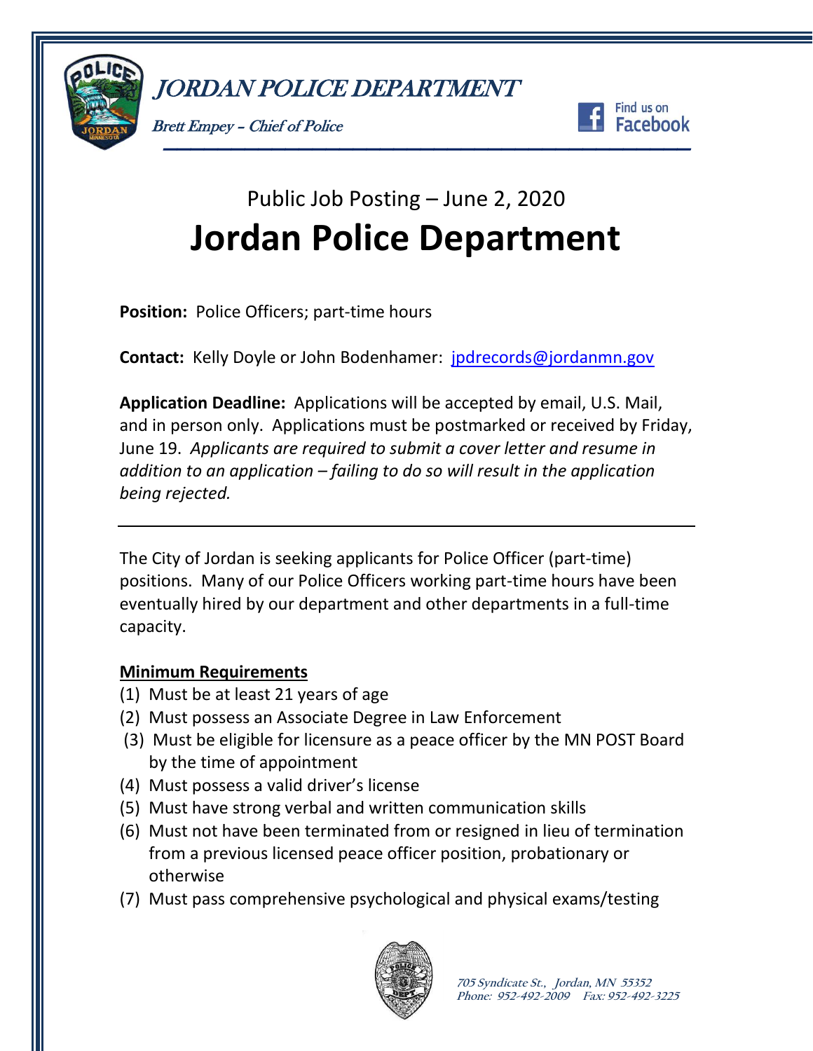*JORDAN POLICE DEPARTMENT*

*Brett Empey – Chief of Police*

Find us on Facebook

Public Job Posting – June 2, 2020

# Jordan Police Department

**Position:** Police Officers; part-time hours

**Contact:** Kelly Doyle or John Bodenhamer: jpdrecords@jordanmn.gov

**Application Deadline:** Applications will be accepted by email, U.S. Mail, and in person only. Applications must be postmarked or received by Friday, June 19. *Applicants are required to submit a cover letter and resume in addition to an application – failing to do so will result in the application being rejected.*

---

The City of Jordan is seeking applicants for Police Officer (part-time) positions. Many of our Police Officers working part-time hours have been eventually hired by our department and other departments in a full-time capacity.

**Minimum Requirements**

(1) Must be at least 21 years of age
(2) Must possess an Associate Degree in Law Enforcement
(3) Must be eligible for licensure as a peace officer by the MN POST Board by the time of appointment
(4) Must possess a valid driver's license
(5) Must have strong verbal and written communication skills
(6) Must not have been terminated from or resigned in lieu of termination from a previous licensed peace officer position, probationary or otherwise
(7) Must pass comprehensive psychological and physical exams/testing

*705 Syndicate St., Jordan, MN 55352*
*Phone: 952-492-2009 Fax: 952-492-3225*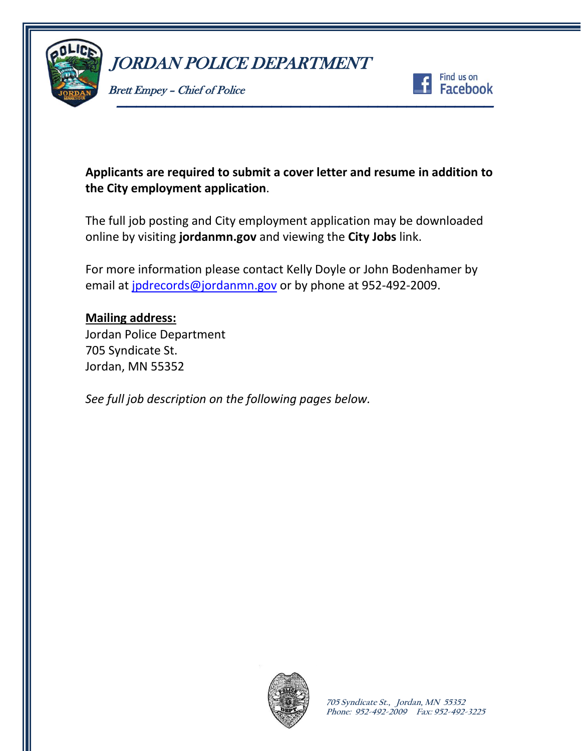# JORDAN POLICE DEPARTMENT

*Brett Empey – Chief of Police*

**Applicants are required to submit a cover letter and resume in addition to the City employment application**.

The full job posting and City employment application may be downloaded online by visiting **jordanmn.gov** and viewing the **City Jobs** link.

For more information please contact Kelly Doyle or John Bodenhamer by email at jpdrecords@jordanmn.gov or by phone at 952-492-2009.

**Mailing address:**
Jordan Police Department
705 Syndicate St.
Jordan, MN 55352

*See full job description on the following pages below.*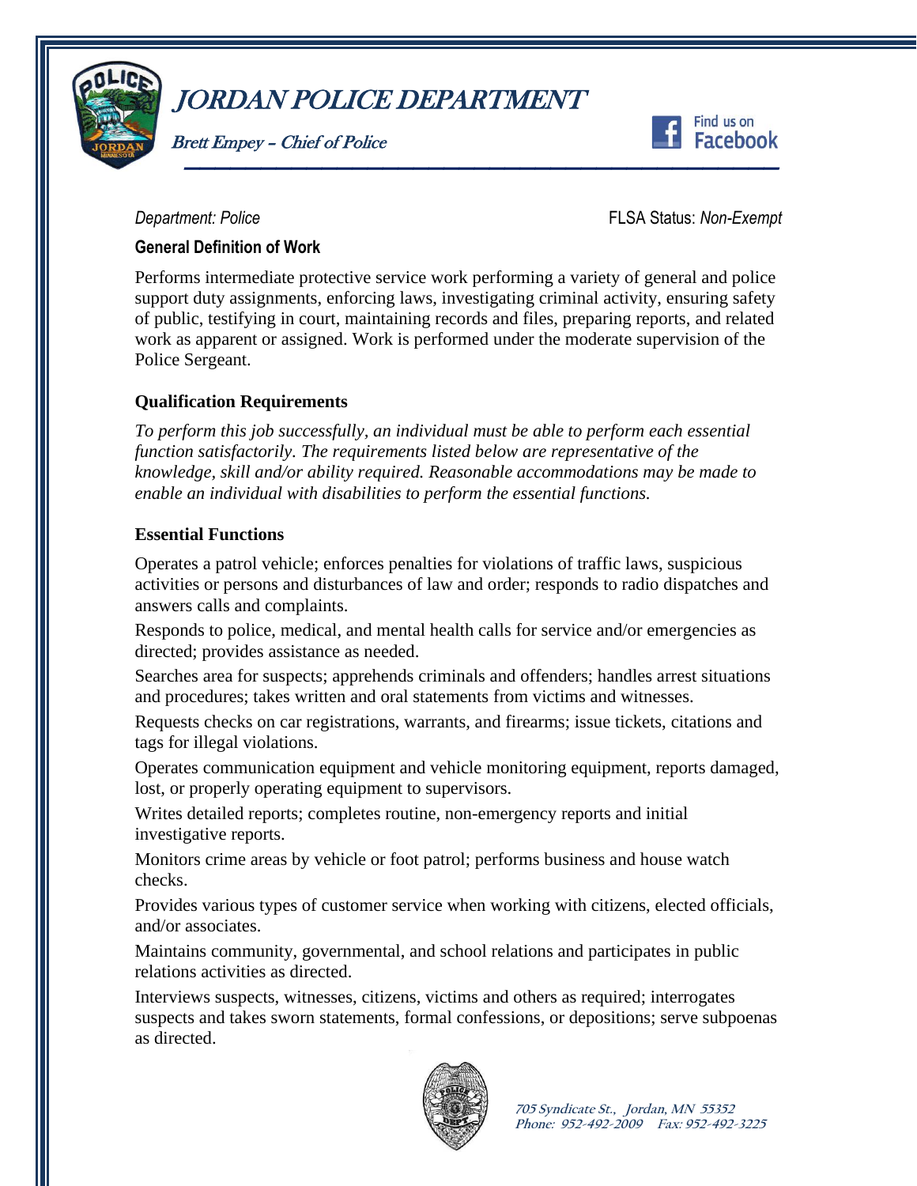Department: Police FLSA Status: Non-Exempt

**General Definition of Work**

Performs intermediate protective service work performing a variety of general and police support duty assignments, enforcing laws, investigating criminal activity, ensuring safety of public, testifying in court, maintaining records and files, preparing reports, and related work as apparent or assigned. Work is performed under the moderate supervision of the Police Sergeant.

**Qualification Requirements**

*To perform this job successfully, an individual must be able to perform each essential function satisfactorily. The requirements listed below are representative of the knowledge, skill and/or ability required. Reasonable accommodations may be made to enable an individual with disabilities to perform the essential functions.*

**Essential Functions**

Operates a patrol vehicle; enforces penalties for violations of traffic laws, suspicious activities or persons and disturbances of law and order; responds to radio dispatches and answers calls and complaints.

Responds to police, medical, and mental health calls for service and/or emergencies as directed; provides assistance as needed.

Searches area for suspects; apprehends criminals and offenders; handles arrest situations and procedures; takes written and oral statements from victims and witnesses.

Requests checks on car registrations, warrants, and firearms; issue tickets, citations and tags for illegal violations.

Operates communication equipment and vehicle monitoring equipment, reports damaged, lost, or properly operating equipment to supervisors.

Writes detailed reports; completes routine, non-emergency reports and initial investigative reports.

Monitors crime areas by vehicle or foot patrol; performs business and house watch checks.

Provides various types of customer service when working with citizens, elected officials, and/or associates.

Maintains community, governmental, and school relations and participates in public relations activities as directed.

Interviews suspects, witnesses, citizens, victims and others as required; interrogates suspects and takes sworn statements, formal confessions, or depositions; serve subpoenas as directed.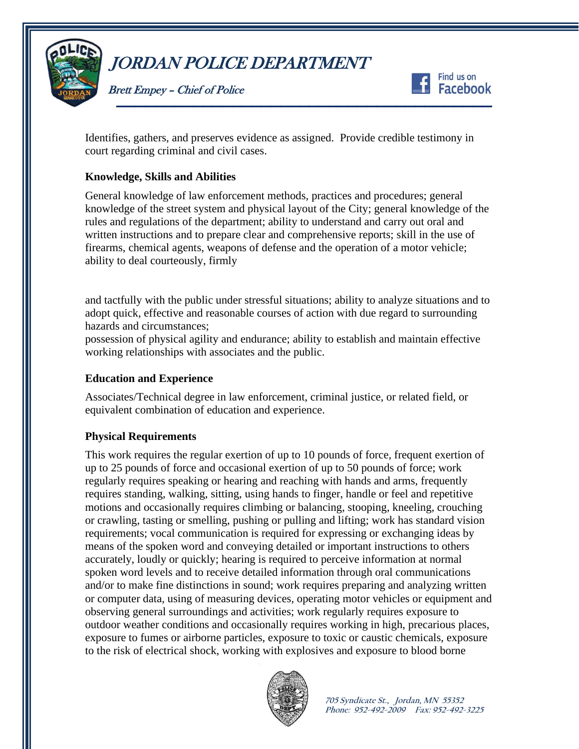Identifies, gathers, and preserves evidence as assigned. Provide credible testimony in court regarding criminal and civil cases.

**Knowledge, Skills and Abilities**

General knowledge of law enforcement methods, practices and procedures; general knowledge of the street system and physical layout of the City; general knowledge of the rules and regulations of the department; ability to understand and carry out oral and written instructions and to prepare clear and comprehensive reports; skill in the use of firearms, chemical agents, weapons of defense and the operation of a motor vehicle; ability to deal courteously, firmly

and tactfully with the public under stressful situations; ability to analyze situations and to adopt quick, effective and reasonable courses of action with due regard to surrounding hazards and circumstances;
possession of physical agility and endurance; ability to establish and maintain effective working relationships with associates and the public.

**Education and Experience**

Associates/Technical degree in law enforcement, criminal justice, or related field, or equivalent combination of education and experience.

**Physical Requirements**

This work requires the regular exertion of up to 10 pounds of force, frequent exertion of up to 25 pounds of force and occasional exertion of up to 50 pounds of force; work regularly requires speaking or hearing and reaching with hands and arms, frequently requires standing, walking, sitting, using hands to finger, handle or feel and repetitive motions and occasionally requires climbing or balancing, stooping, kneeling, crouching or crawling, tasting or smelling, pushing or pulling and lifting; work has standard vision requirements; vocal communication is required for expressing or exchanging ideas by means of the spoken word and conveying detailed or important instructions to others accurately, loudly or quickly; hearing is required to perceive information at normal spoken word levels and to receive detailed information through oral communications and/or to make fine distinctions in sound; work requires preparing and analyzing written or computer data, using of measuring devices, operating motor vehicles or equipment and observing general surroundings and activities; work regularly requires exposure to outdoor weather conditions and occasionally requires working in high, precarious places, exposure to fumes or airborne particles, exposure to toxic or caustic chemicals, exposure to the risk of electrical shock, working with explosives and exposure to blood borne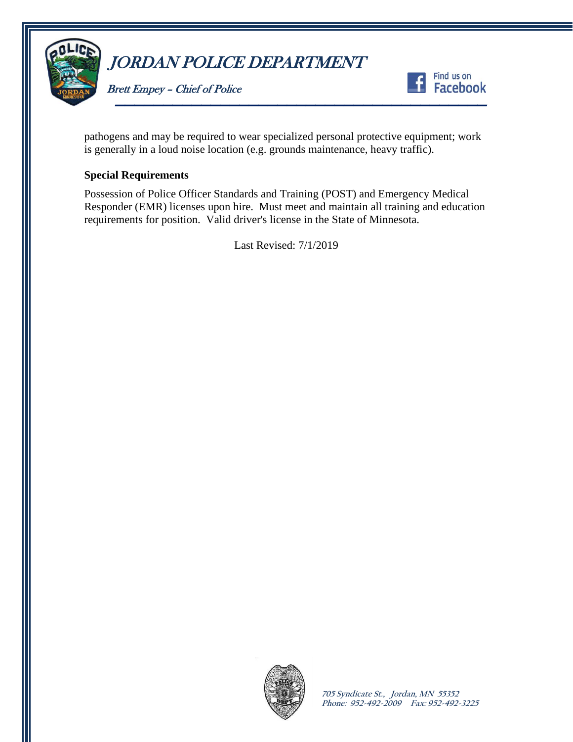pathogens and may be required to wear specialized personal protective equipment; work is generally in a loud noise location (e.g. grounds maintenance, heavy traffic).

**Special Requirements**

Possession of Police Officer Standards and Training (POST) and Emergency Medical Responder (EMR) licenses upon hire. Must meet and maintain all training and education requirements for position. Valid driver's license in the State of Minnesota.

Last Revised: 7/1/2019